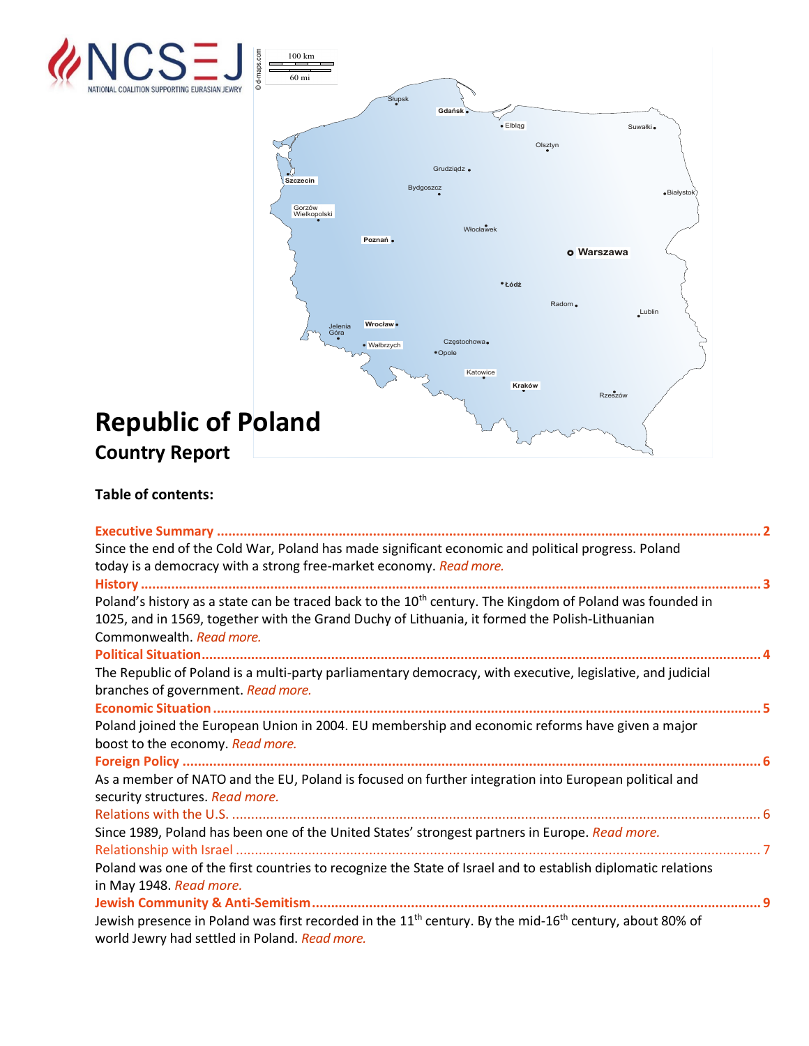# Republic of Poland

## Country Report

**Table of contents:**

**Executive Summary** .......... 2

Since the end of the Cold War, Poland has made significant economic and political progress. Poland today is a democracy with a strong free-market economy. *Read more.*

**History** .......... 3

Poland's history as a state can be traced back to the 10th century. The Kingdom of Poland was founded in 1025, and in 1569, together with the Grand Duchy of Lithuania, it formed the Polish-Lithuanian Commonwealth. *Read more.*

**Political Situation** .......... 4

The Republic of Poland is a multi-party parliamentary democracy, with executive, legislative, and judicial branches of government. *Read more.*

**Economic Situation** .......... 5

Poland joined the European Union in 2004. EU membership and economic reforms have given a major boost to the economy. *Read more.*

**Foreign Policy** .......... 6

As a member of NATO and the EU, Poland is focused on further integration into European political and security structures. *Read more.*

Relations with the U.S. .......... 6

Since 1989, Poland has been one of the United States' strongest partners in Europe. *Read more.*

Relationship with Israel .......... 7

Poland was one of the first countries to recognize the State of Israel and to establish diplomatic relations in May 1948. *Read more.*

**Jewish Community & Anti-Semitism** .......... 9

Jewish presence in Poland was first recorded in the 11th century. By the mid-16th century, about 80% of world Jewry had settled in Poland. *Read more.*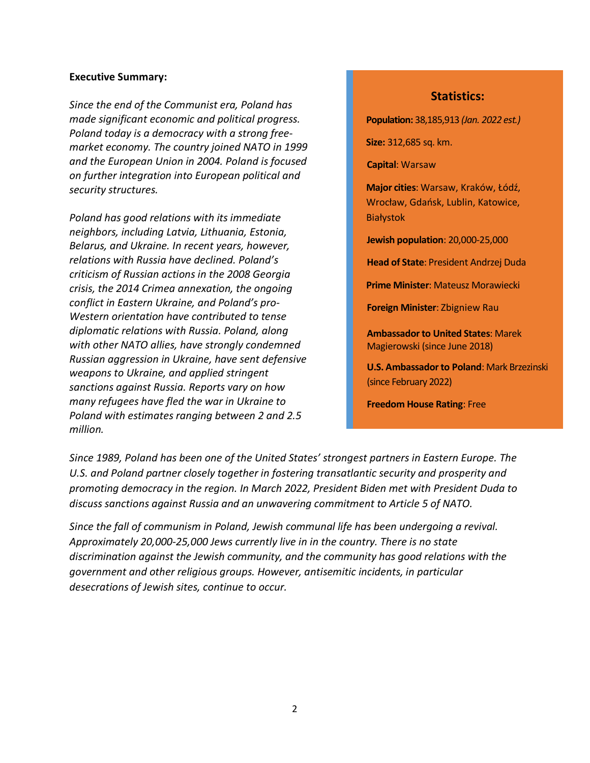**Executive Summary:**

*Since the end of the Communist era, Poland has made significant economic and political progress. Poland today is a democracy with a strong free-market economy. The country joined NATO in 1999 and the European Union in 2004. Poland is focused on further integration into European political and security structures.*

*Poland has good relations with its immediate neighbors, including Latvia, Lithuania, Estonia, Belarus, and Ukraine. In recent years, however, relations with Russia have declined. Poland's criticism of Russian actions in the 2008 Georgia crisis, the 2014 Crimea annexation, the ongoing conflict in Eastern Ukraine, and Poland's pro-Western orientation have contributed to tense diplomatic relations with Russia. Poland, along with other NATO allies, have strongly condemned Russian aggression in Ukraine, have sent defensive weapons to Ukraine, and applied stringent sanctions against Russia. Reports vary on how many refugees have fled the war in Ukraine to Poland with estimates ranging between 2 and 2.5 million.*

## Statistics:

**Population:** 38,185,913 *(Jan. 2022 est.)*

**Size:** 312,685 sq. km.

**Capital**: Warsaw

**Major cities**: Warsaw, Kraków, Łódź, Wrocław, Gdańsk, Lublin, Katowice, Białystok

**Jewish population**: 20,000-25,000

**Head of State**: President Andrzej Duda

**Prime Minister**: Mateusz Morawiecki

**Foreign Minister**: Zbigniew Rau

**Ambassador to United States**: Marek Magierowski (since June 2018)

**U.S. Ambassador to Poland**: Mark Brzezinski (since February 2022)

**Freedom House Rating**: Free

*Since 1989, Poland has been one of the United States' strongest partners in Eastern Europe. The U.S. and Poland partner closely together in fostering transatlantic security and prosperity and promoting democracy in the region. In March 2022, President Biden met with President Duda to discuss sanctions against Russia and an unwavering commitment to Article 5 of NATO.*

*Since the fall of communism in Poland, Jewish communal life has been undergoing a revival. Approximately 20,000-25,000 Jews currently live in in the country. There is no state discrimination against the Jewish community, and the community has good relations with the government and other religious groups. However, antisemitic incidents, in particular desecrations of Jewish sites, continue to occur.*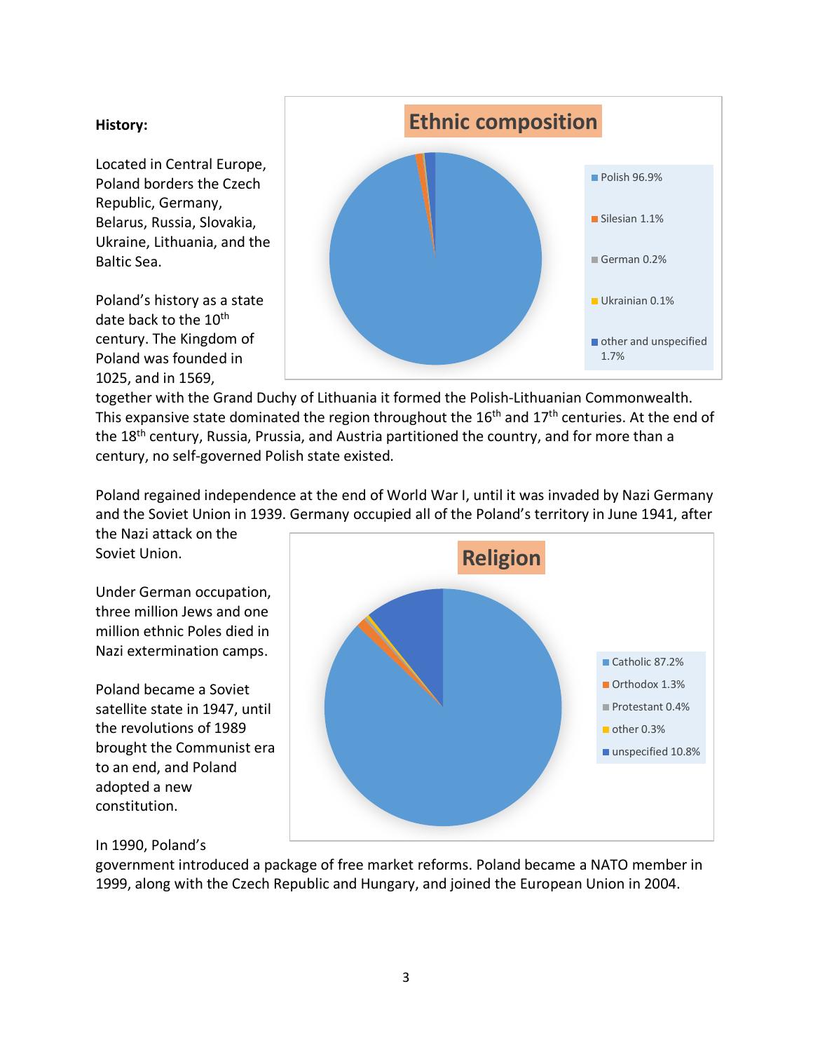**History:**

Located in Central Europe, Poland borders the Czech Republic, Germany, Belarus, Russia, Slovakia, Ukraine, Lithuania, and the Baltic Sea.

Poland's history as a state date back to the 10th century. The Kingdom of Poland was founded in 1025, and in 1569, together with the Grand Duchy of Lithuania it formed the Polish-Lithuanian Commonwealth. This expansive state dominated the region throughout the 16th and 17th centuries. At the end of the 18th century, Russia, Prussia, and Austria partitioned the country, and for more than a century, no self-governed Polish state existed.

**Ethnic composition**

- Polish 96.9%
- Silesian 1.1%
- German 0.2%
- Ukrainian 0.1%
- other and unspecified 1.7%

Poland regained independence at the end of World War I, until it was invaded by Nazi Germany and the Soviet Union in 1939. Germany occupied all of the Poland's territory in June 1941, after the Nazi attack on the Soviet Union.

Under German occupation, three million Jews and one million ethnic Poles died in Nazi extermination camps.

Poland became a Soviet satellite state in 1947, until the revolutions of 1989 brought the Communist era to an end, and Poland adopted a new constitution.

**Religion**

- Catholic 87.2%
- Orthodox 1.3%
- Protestant 0.4%
- other 0.3%
- unspecified 10.8%

In 1990, Poland's government introduced a package of free market reforms. Poland became a NATO member in 1999, along with the Czech Republic and Hungary, and joined the European Union in 2004.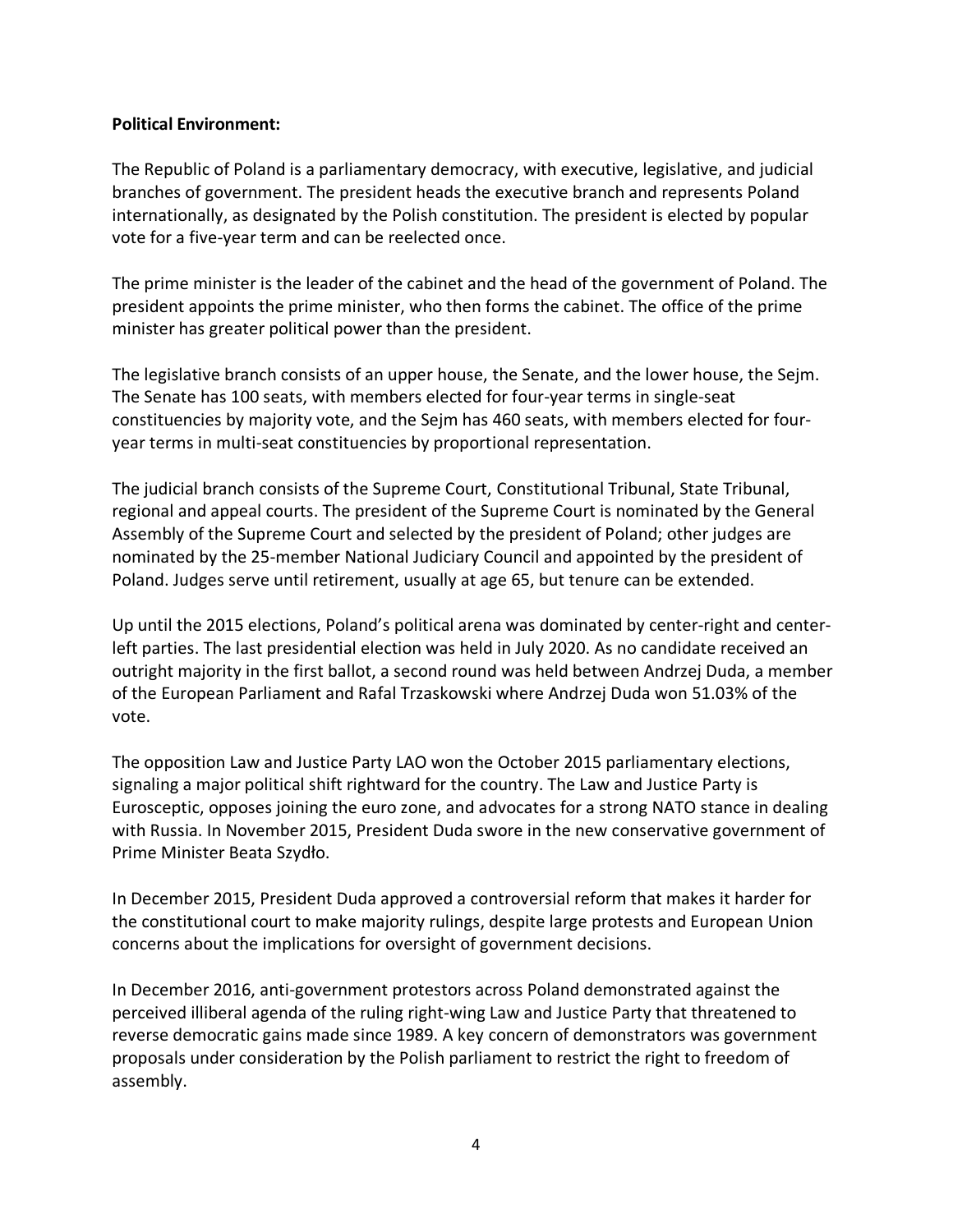**Political Environment:**

The Republic of Poland is a parliamentary democracy, with executive, legislative, and judicial branches of government. The president heads the executive branch and represents Poland internationally, as designated by the Polish constitution. The president is elected by popular vote for a five-year term and can be reelected once.

The prime minister is the leader of the cabinet and the head of the government of Poland. The president appoints the prime minister, who then forms the cabinet. The office of the prime minister has greater political power than the president.

The legislative branch consists of an upper house, the Senate, and the lower house, the Sejm. The Senate has 100 seats, with members elected for four-year terms in single-seat constituencies by majority vote, and the Sejm has 460 seats, with members elected for four-year terms in multi-seat constituencies by proportional representation.

The judicial branch consists of the Supreme Court, Constitutional Tribunal, State Tribunal, regional and appeal courts. The president of the Supreme Court is nominated by the General Assembly of the Supreme Court and selected by the president of Poland; other judges are nominated by the 25-member National Judiciary Council and appointed by the president of Poland. Judges serve until retirement, usually at age 65, but tenure can be extended.

Up until the 2015 elections, Poland's political arena was dominated by center-right and center-left parties. The last presidential election was held in July 2020. As no candidate received an outright majority in the first ballot, a second round was held between Andrzej Duda, a member of the European Parliament and Rafal Trzaskowski where Andrzej Duda won 51.03% of the vote.

The opposition Law and Justice Party LAO won the October 2015 parliamentary elections, signaling a major political shift rightward for the country. The Law and Justice Party is Eurosceptic, opposes joining the euro zone, and advocates for a strong NATO stance in dealing with Russia. In November 2015, President Duda swore in the new conservative government of Prime Minister Beata Szydło.

In December 2015, President Duda approved a controversial reform that makes it harder for the constitutional court to make majority rulings, despite large protests and European Union concerns about the implications for oversight of government decisions.

In December 2016, anti-government protestors across Poland demonstrated against the perceived illiberal agenda of the ruling right-wing Law and Justice Party that threatened to reverse democratic gains made since 1989. A key concern of demonstrators was government proposals under consideration by the Polish parliament to restrict the right to freedom of assembly.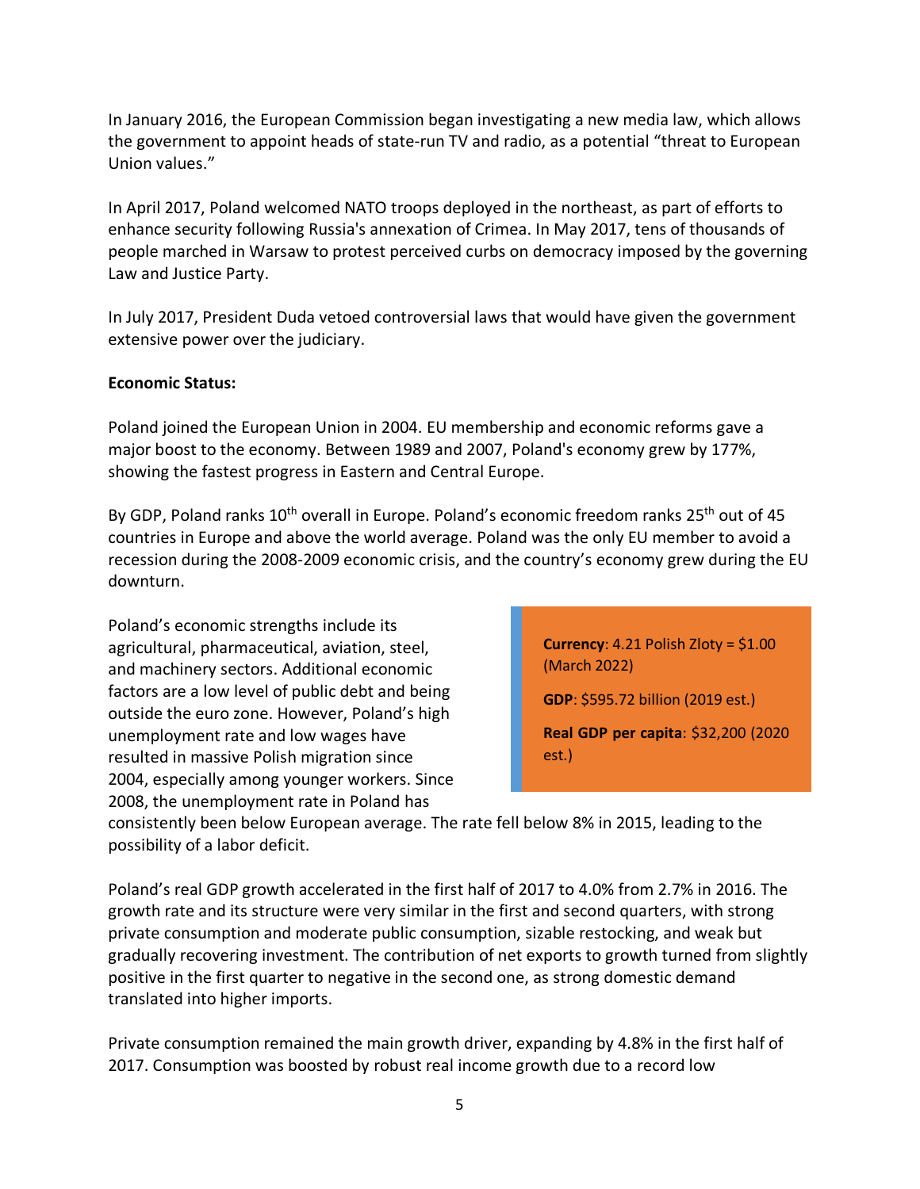In January 2016, the European Commission began investigating a new media law, which allows the government to appoint heads of state-run TV and radio, as a potential "threat to European Union values."

In April 2017, Poland welcomed NATO troops deployed in the northeast, as part of efforts to enhance security following Russia's annexation of Crimea. In May 2017, tens of thousands of people marched in Warsaw to protest perceived curbs on democracy imposed by the governing Law and Justice Party.

In July 2017, President Duda vetoed controversial laws that would have given the government extensive power over the judiciary.

**Economic Status:**

Poland joined the European Union in 2004. EU membership and economic reforms gave a major boost to the economy. Between 1989 and 2007, Poland's economy grew by 177%, showing the fastest progress in Eastern and Central Europe.

By GDP, Poland ranks 10th overall in Europe. Poland's economic freedom ranks 25th out of 45 countries in Europe and above the world average. Poland was the only EU member to avoid a recession during the 2008-2009 economic crisis, and the country's economy grew during the EU downturn.

> **Currency**: 4.21 Polish Zloty = $1.00 (March 2022)
>
> **GDP**: $595.72 billion (2019 est.)
>
> **Real GDP per capita**: $32,200 (2020 est.)

Poland's economic strengths include its agricultural, pharmaceutical, aviation, steel, and machinery sectors. Additional economic factors are a low level of public debt and being outside the euro zone. However, Poland's high unemployment rate and low wages have resulted in massive Polish migration since 2004, especially among younger workers. Since 2008, the unemployment rate in Poland has consistently been below European average. The rate fell below 8% in 2015, leading to the possibility of a labor deficit.

Poland's real GDP growth accelerated in the first half of 2017 to 4.0% from 2.7% in 2016. The growth rate and its structure were very similar in the first and second quarters, with strong private consumption and moderate public consumption, sizable restocking, and weak but gradually recovering investment. The contribution of net exports to growth turned from slightly positive in the first quarter to negative in the second one, as strong domestic demand translated into higher imports.

Private consumption remained the main growth driver, expanding by 4.8% in the first half of 2017. Consumption was boosted by robust real income growth due to a record low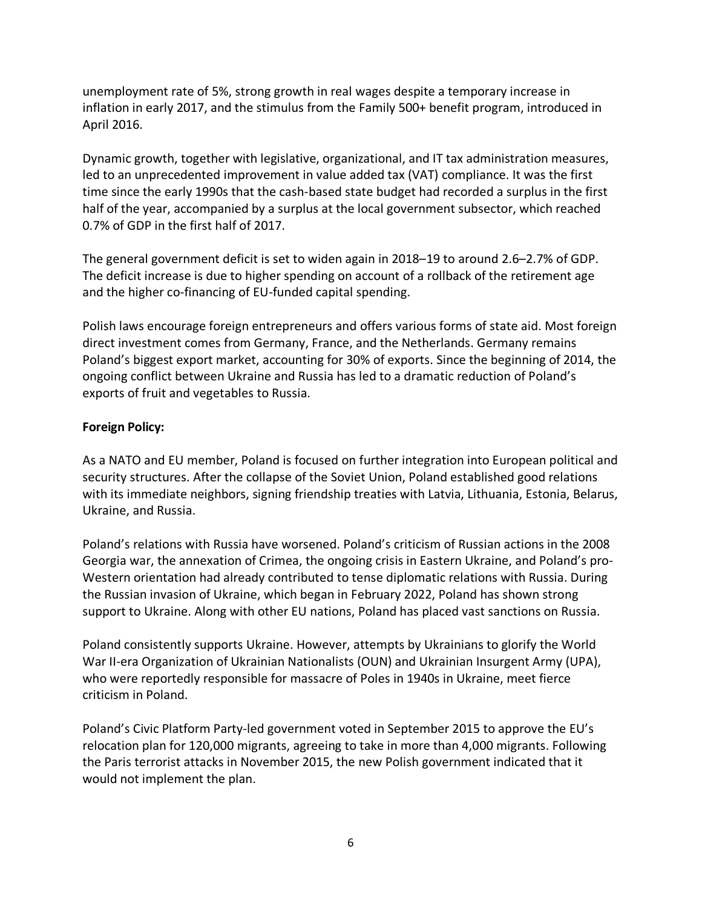unemployment rate of 5%, strong growth in real wages despite a temporary increase in inflation in early 2017, and the stimulus from the Family 500+ benefit program, introduced in April 2016.

Dynamic growth, together with legislative, organizational, and IT tax administration measures, led to an unprecedented improvement in value added tax (VAT) compliance. It was the first time since the early 1990s that the cash-based state budget had recorded a surplus in the first half of the year, accompanied by a surplus at the local government subsector, which reached 0.7% of GDP in the first half of 2017.

The general government deficit is set to widen again in 2018–19 to around 2.6–2.7% of GDP. The deficit increase is due to higher spending on account of a rollback of the retirement age and the higher co-financing of EU-funded capital spending.

Polish laws encourage foreign entrepreneurs and offers various forms of state aid. Most foreign direct investment comes from Germany, France, and the Netherlands. Germany remains Poland's biggest export market, accounting for 30% of exports. Since the beginning of 2014, the ongoing conflict between Ukraine and Russia has led to a dramatic reduction of Poland's exports of fruit and vegetables to Russia.

**Foreign Policy:**

As a NATO and EU member, Poland is focused on further integration into European political and security structures. After the collapse of the Soviet Union, Poland established good relations with its immediate neighbors, signing friendship treaties with Latvia, Lithuania, Estonia, Belarus, Ukraine, and Russia.

Poland's relations with Russia have worsened. Poland's criticism of Russian actions in the 2008 Georgia war, the annexation of Crimea, the ongoing crisis in Eastern Ukraine, and Poland's pro-Western orientation had already contributed to tense diplomatic relations with Russia. During the Russian invasion of Ukraine, which began in February 2022, Poland has shown strong support to Ukraine. Along with other EU nations, Poland has placed vast sanctions on Russia.

Poland consistently supports Ukraine. However, attempts by Ukrainians to glorify the World War II-era Organization of Ukrainian Nationalists (OUN) and Ukrainian Insurgent Army (UPA), who were reportedly responsible for massacre of Poles in 1940s in Ukraine, meet fierce criticism in Poland.

Poland's Civic Platform Party-led government voted in September 2015 to approve the EU's relocation plan for 120,000 migrants, agreeing to take in more than 4,000 migrants. Following the Paris terrorist attacks in November 2015, the new Polish government indicated that it would not implement the plan.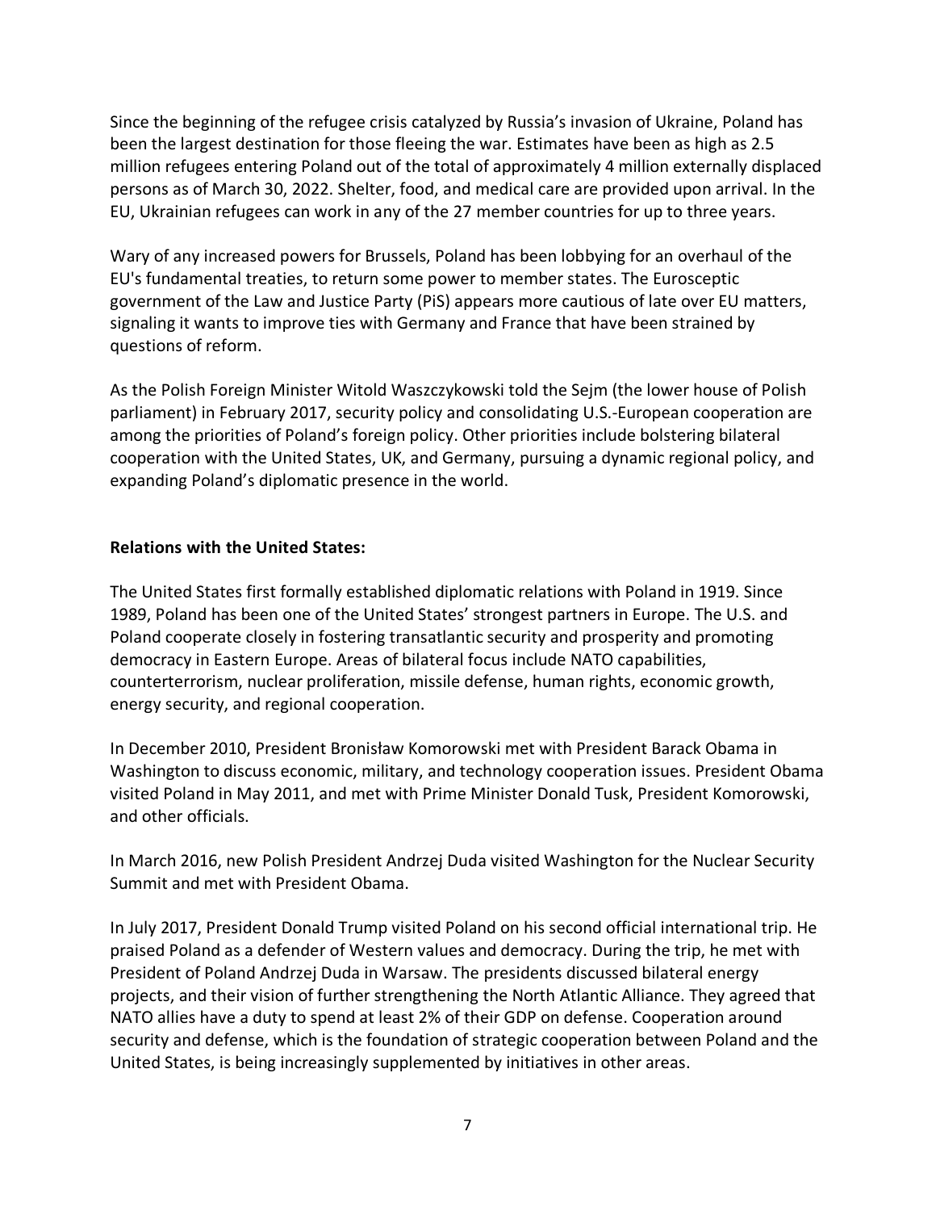Since the beginning of the refugee crisis catalyzed by Russia's invasion of Ukraine, Poland has been the largest destination for those fleeing the war. Estimates have been as high as 2.5 million refugees entering Poland out of the total of approximately 4 million externally displaced persons as of March 30, 2022. Shelter, food, and medical care are provided upon arrival. In the EU, Ukrainian refugees can work in any of the 27 member countries for up to three years.

Wary of any increased powers for Brussels, Poland has been lobbying for an overhaul of the EU's fundamental treaties, to return some power to member states. The Eurosceptic government of the Law and Justice Party (PiS) appears more cautious of late over EU matters, signaling it wants to improve ties with Germany and France that have been strained by questions of reform.

As the Polish Foreign Minister Witold Waszczykowski told the Sejm (the lower house of Polish parliament) in February 2017, security policy and consolidating U.S.-European cooperation are among the priorities of Poland's foreign policy. Other priorities include bolstering bilateral cooperation with the United States, UK, and Germany, pursuing a dynamic regional policy, and expanding Poland's diplomatic presence in the world.

**Relations with the United States:**

The United States first formally established diplomatic relations with Poland in 1919. Since 1989, Poland has been one of the United States' strongest partners in Europe. The U.S. and Poland cooperate closely in fostering transatlantic security and prosperity and promoting democracy in Eastern Europe. Areas of bilateral focus include NATO capabilities, counterterrorism, nuclear proliferation, missile defense, human rights, economic growth, energy security, and regional cooperation.

In December 2010, President Bronisław Komorowski met with President Barack Obama in Washington to discuss economic, military, and technology cooperation issues. President Obama visited Poland in May 2011, and met with Prime Minister Donald Tusk, President Komorowski, and other officials.

In March 2016, new Polish President Andrzej Duda visited Washington for the Nuclear Security Summit and met with President Obama.

In July 2017, President Donald Trump visited Poland on his second official international trip. He praised Poland as a defender of Western values and democracy. During the trip, he met with President of Poland Andrzej Duda in Warsaw. The presidents discussed bilateral energy projects, and their vision of further strengthening the North Atlantic Alliance. They agreed that NATO allies have a duty to spend at least 2% of their GDP on defense. Cooperation around security and defense, which is the foundation of strategic cooperation between Poland and the United States, is being increasingly supplemented by initiatives in other areas.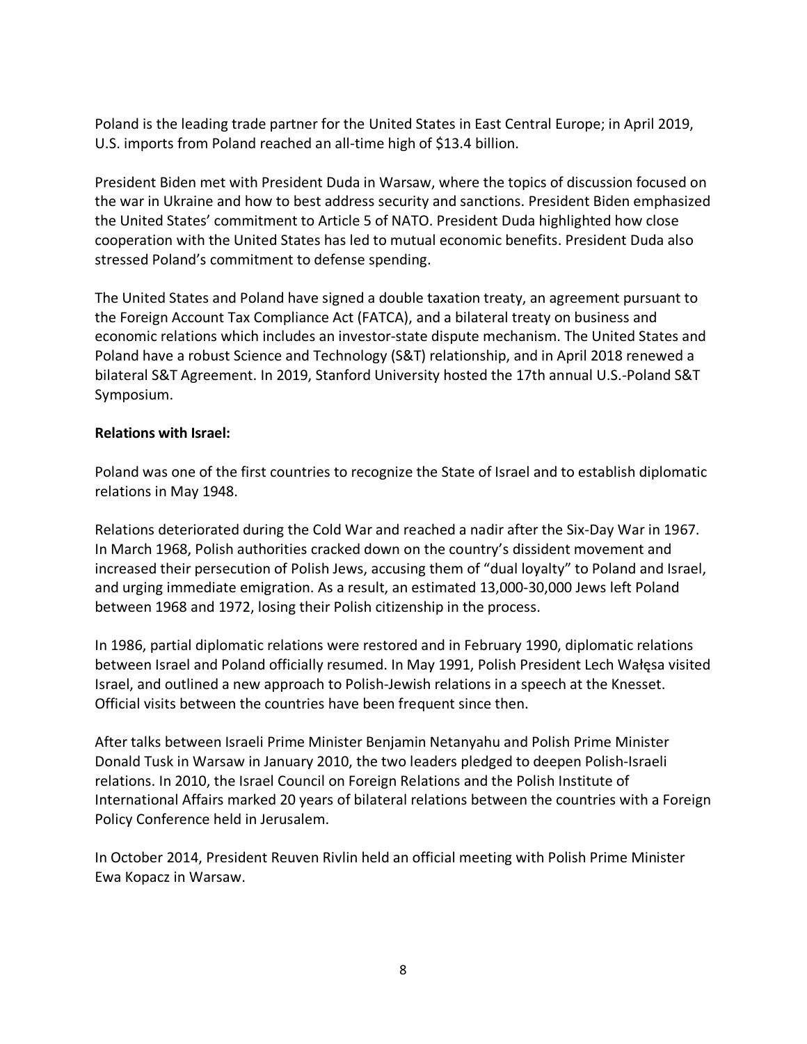Poland is the leading trade partner for the United States in East Central Europe; in April 2019, U.S. imports from Poland reached an all-time high of $13.4 billion.

President Biden met with President Duda in Warsaw, where the topics of discussion focused on the war in Ukraine and how to best address security and sanctions. President Biden emphasized the United States' commitment to Article 5 of NATO. President Duda highlighted how close cooperation with the United States has led to mutual economic benefits. President Duda also stressed Poland's commitment to defense spending.

The United States and Poland have signed a double taxation treaty, an agreement pursuant to the Foreign Account Tax Compliance Act (FATCA), and a bilateral treaty on business and economic relations which includes an investor-state dispute mechanism. The United States and Poland have a robust Science and Technology (S&T) relationship, and in April 2018 renewed a bilateral S&T Agreement. In 2019, Stanford University hosted the 17th annual U.S.-Poland S&T Symposium.

**Relations with Israel:**

Poland was one of the first countries to recognize the State of Israel and to establish diplomatic relations in May 1948.

Relations deteriorated during the Cold War and reached a nadir after the Six-Day War in 1967. In March 1968, Polish authorities cracked down on the country's dissident movement and increased their persecution of Polish Jews, accusing them of "dual loyalty" to Poland and Israel, and urging immediate emigration. As a result, an estimated 13,000-30,000 Jews left Poland between 1968 and 1972, losing their Polish citizenship in the process.

In 1986, partial diplomatic relations were restored and in February 1990, diplomatic relations between Israel and Poland officially resumed. In May 1991, Polish President Lech Wałęsa visited Israel, and outlined a new approach to Polish-Jewish relations in a speech at the Knesset. Official visits between the countries have been frequent since then.

After talks between Israeli Prime Minister Benjamin Netanyahu and Polish Prime Minister Donald Tusk in Warsaw in January 2010, the two leaders pledged to deepen Polish-Israeli relations. In 2010, the Israel Council on Foreign Relations and the Polish Institute of International Affairs marked 20 years of bilateral relations between the countries with a Foreign Policy Conference held in Jerusalem.

In October 2014, President Reuven Rivlin held an official meeting with Polish Prime Minister Ewa Kopacz in Warsaw.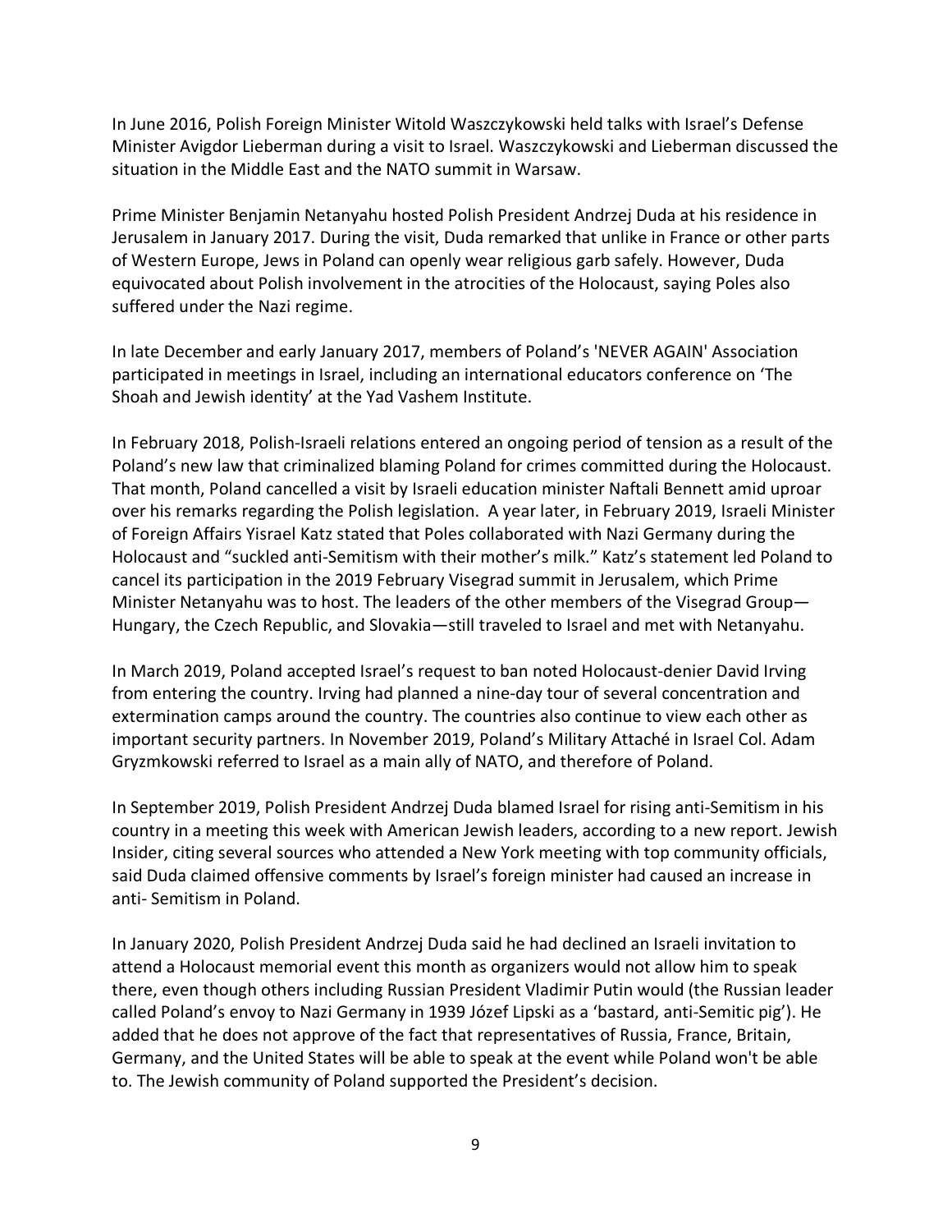In June 2016, Polish Foreign Minister Witold Waszczykowski held talks with Israel's Defense Minister Avigdor Lieberman during a visit to Israel. Waszczykowski and Lieberman discussed the situation in the Middle East and the NATO summit in Warsaw.

Prime Minister Benjamin Netanyahu hosted Polish President Andrzej Duda at his residence in Jerusalem in January 2017. During the visit, Duda remarked that unlike in France or other parts of Western Europe, Jews in Poland can openly wear religious garb safely. However, Duda equivocated about Polish involvement in the atrocities of the Holocaust, saying Poles also suffered under the Nazi regime.

In late December and early January 2017, members of Poland's 'NEVER AGAIN' Association participated in meetings in Israel, including an international educators conference on 'The Shoah and Jewish identity' at the Yad Vashem Institute.

In February 2018, Polish-Israeli relations entered an ongoing period of tension as a result of the Poland's new law that criminalized blaming Poland for crimes committed during the Holocaust. That month, Poland cancelled a visit by Israeli education minister Naftali Bennett amid uproar over his remarks regarding the Polish legislation. A year later, in February 2019, Israeli Minister of Foreign Affairs Yisrael Katz stated that Poles collaborated with Nazi Germany during the Holocaust and "suckled anti-Semitism with their mother's milk." Katz's statement led Poland to cancel its participation in the 2019 February Visegrad summit in Jerusalem, which Prime Minister Netanyahu was to host. The leaders of the other members of the Visegrad Group—Hungary, the Czech Republic, and Slovakia—still traveled to Israel and met with Netanyahu.

In March 2019, Poland accepted Israel's request to ban noted Holocaust-denier David Irving from entering the country. Irving had planned a nine-day tour of several concentration and extermination camps around the country. The countries also continue to view each other as important security partners. In November 2019, Poland's Military Attaché in Israel Col. Adam Gryzmkowski referred to Israel as a main ally of NATO, and therefore of Poland.

In September 2019, Polish President Andrzej Duda blamed Israel for rising anti-Semitism in his country in a meeting this week with American Jewish leaders, according to a new report. Jewish Insider, citing several sources who attended a New York meeting with top community officials, said Duda claimed offensive comments by Israel's foreign minister had caused an increase in anti- Semitism in Poland.

In January 2020, Polish President Andrzej Duda said he had declined an Israeli invitation to attend a Holocaust memorial event this month as organizers would not allow him to speak there, even though others including Russian President Vladimir Putin would (the Russian leader called Poland's envoy to Nazi Germany in 1939 Józef Lipski as a 'bastard, anti-Semitic pig'). He added that he does not approve of the fact that representatives of Russia, France, Britain, Germany, and the United States will be able to speak at the event while Poland won't be able to. The Jewish community of Poland supported the President's decision.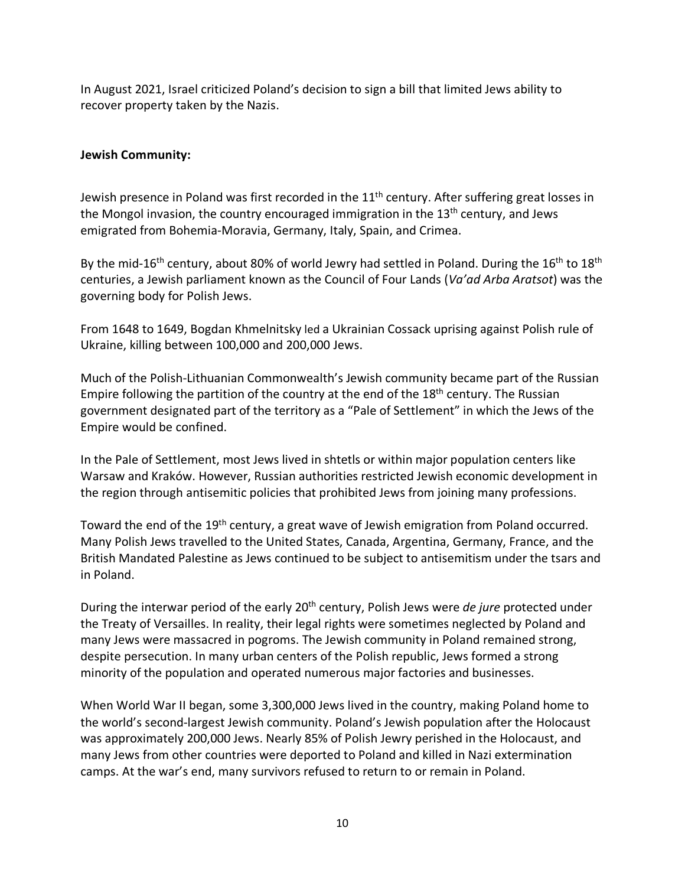In August 2021, Israel criticized Poland's decision to sign a bill that limited Jews ability to recover property taken by the Nazis.

**Jewish Community:**

Jewish presence in Poland was first recorded in the 11th century. After suffering great losses in the Mongol invasion, the country encouraged immigration in the 13th century, and Jews emigrated from Bohemia-Moravia, Germany, Italy, Spain, and Crimea.

By the mid-16th century, about 80% of world Jewry had settled in Poland. During the 16th to 18th centuries, a Jewish parliament known as the Council of Four Lands (*Va'ad Arba Aratsot*) was the governing body for Polish Jews.

From 1648 to 1649, Bogdan Khmelnitsky led a Ukrainian Cossack uprising against Polish rule of Ukraine, killing between 100,000 and 200,000 Jews.

Much of the Polish-Lithuanian Commonwealth's Jewish community became part of the Russian Empire following the partition of the country at the end of the 18th century. The Russian government designated part of the territory as a "Pale of Settlement" in which the Jews of the Empire would be confined.

In the Pale of Settlement, most Jews lived in shtetls or within major population centers like Warsaw and Kraków. However, Russian authorities restricted Jewish economic development in the region through antisemitic policies that prohibited Jews from joining many professions.

Toward the end of the 19th century, a great wave of Jewish emigration from Poland occurred. Many Polish Jews travelled to the United States, Canada, Argentina, Germany, France, and the British Mandated Palestine as Jews continued to be subject to antisemitism under the tsars and in Poland.

During the interwar period of the early 20th century, Polish Jews were *de jure* protected under the Treaty of Versailles. In reality, their legal rights were sometimes neglected by Poland and many Jews were massacred in pogroms. The Jewish community in Poland remained strong, despite persecution. In many urban centers of the Polish republic, Jews formed a strong minority of the population and operated numerous major factories and businesses.

When World War II began, some 3,300,000 Jews lived in the country, making Poland home to the world's second-largest Jewish community. Poland's Jewish population after the Holocaust was approximately 200,000 Jews. Nearly 85% of Polish Jewry perished in the Holocaust, and many Jews from other countries were deported to Poland and killed in Nazi extermination camps. At the war's end, many survivors refused to return to or remain in Poland.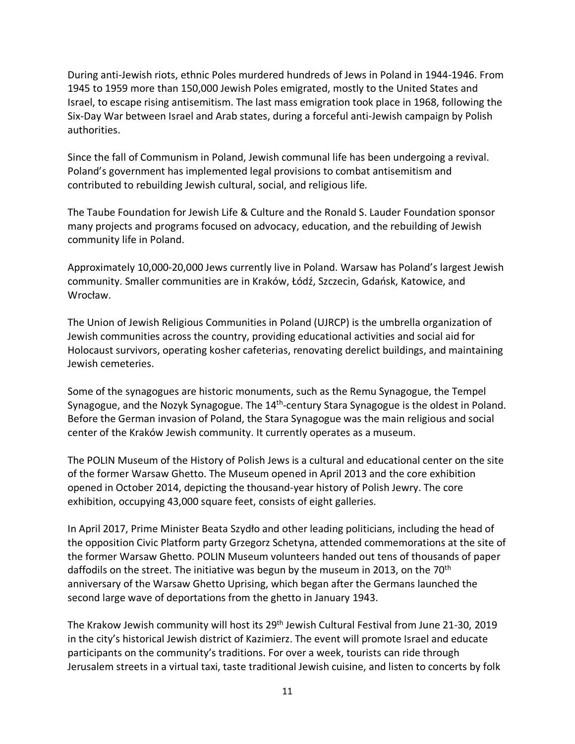During anti-Jewish riots, ethnic Poles murdered hundreds of Jews in Poland in 1944-1946. From 1945 to 1959 more than 150,000 Jewish Poles emigrated, mostly to the United States and Israel, to escape rising antisemitism. The last mass emigration took place in 1968, following the Six-Day War between Israel and Arab states, during a forceful anti-Jewish campaign by Polish authorities.

Since the fall of Communism in Poland, Jewish communal life has been undergoing a revival. Poland's government has implemented legal provisions to combat antisemitism and contributed to rebuilding Jewish cultural, social, and religious life.

The Taube Foundation for Jewish Life & Culture and the Ronald S. Lauder Foundation sponsor many projects and programs focused on advocacy, education, and the rebuilding of Jewish community life in Poland.

Approximately 10,000-20,000 Jews currently live in Poland. Warsaw has Poland's largest Jewish community. Smaller communities are in Kraków, Łódź, Szczecin, Gdańsk, Katowice, and Wrocław.

The Union of Jewish Religious Communities in Poland (UJRCP) is the umbrella organization of Jewish communities across the country, providing educational activities and social aid for Holocaust survivors, operating kosher cafeterias, renovating derelict buildings, and maintaining Jewish cemeteries.

Some of the synagogues are historic monuments, such as the Remu Synagogue, the Tempel Synagogue, and the Nozyk Synagogue. The 14th-century Stara Synagogue is the oldest in Poland. Before the German invasion of Poland, the Stara Synagogue was the main religious and social center of the Kraków Jewish community. It currently operates as a museum.

The POLIN Museum of the History of Polish Jews is a cultural and educational center on the site of the former Warsaw Ghetto. The Museum opened in April 2013 and the core exhibition opened in October 2014, depicting the thousand-year history of Polish Jewry. The core exhibition, occupying 43,000 square feet, consists of eight galleries.

In April 2017, Prime Minister Beata Szydło and other leading politicians, including the head of the opposition Civic Platform party Grzegorz Schetyna, attended commemorations at the site of the former Warsaw Ghetto. POLIN Museum volunteers handed out tens of thousands of paper daffodils on the street. The initiative was begun by the museum in 2013, on the 70th anniversary of the Warsaw Ghetto Uprising, which began after the Germans launched the second large wave of deportations from the ghetto in January 1943.

The Krakow Jewish community will host its 29th Jewish Cultural Festival from June 21-30, 2019 in the city's historical Jewish district of Kazimierz. The event will promote Israel and educate participants on the community's traditions. For over a week, tourists can ride through Jerusalem streets in a virtual taxi, taste traditional Jewish cuisine, and listen to concerts by folk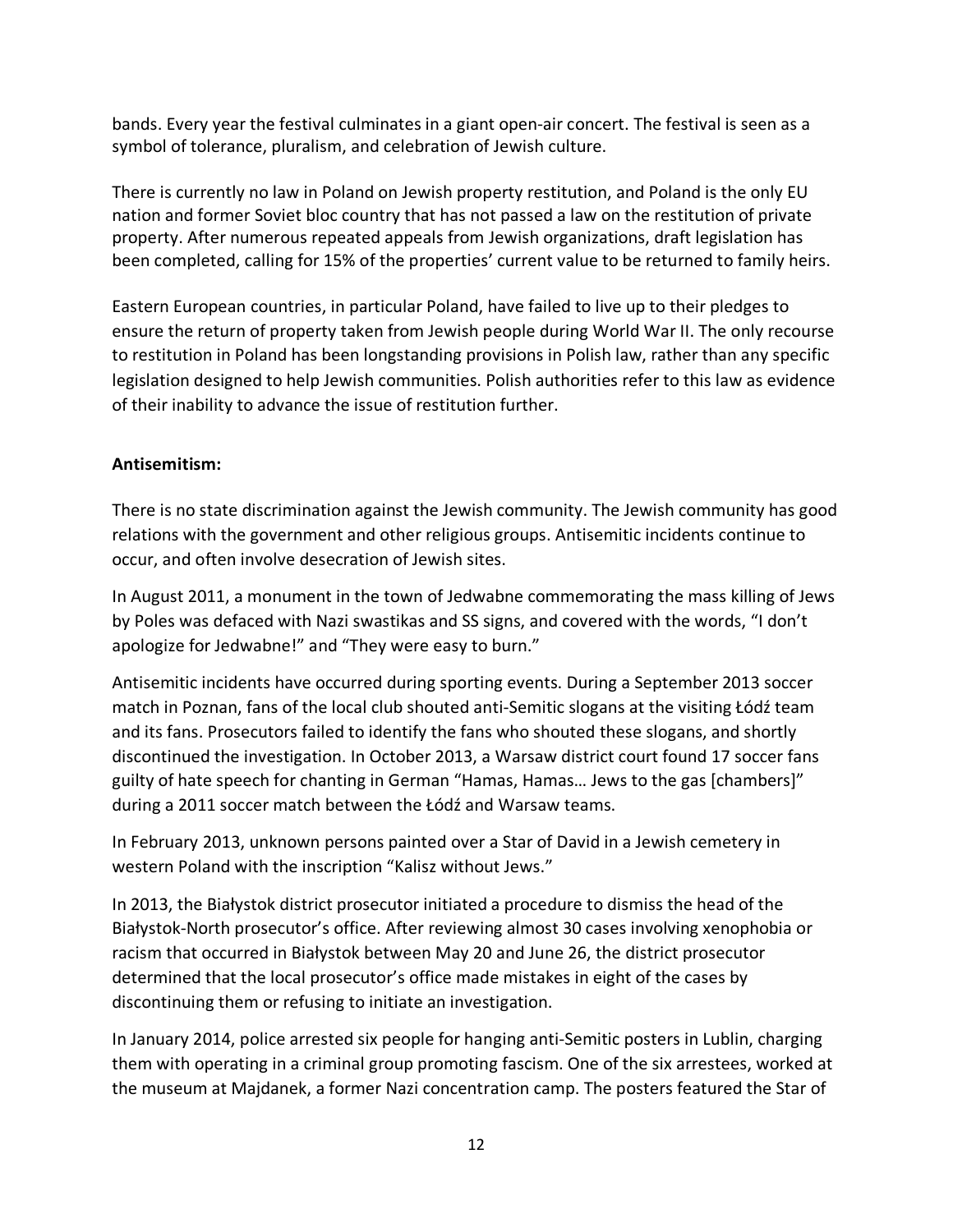bands. Every year the festival culminates in a giant open-air concert. The festival is seen as a symbol of tolerance, pluralism, and celebration of Jewish culture.

There is currently no law in Poland on Jewish property restitution, and Poland is the only EU nation and former Soviet bloc country that has not passed a law on the restitution of private property. After numerous repeated appeals from Jewish organizations, draft legislation has been completed, calling for 15% of the properties' current value to be returned to family heirs.

Eastern European countries, in particular Poland, have failed to live up to their pledges to ensure the return of property taken from Jewish people during World War II. The only recourse to restitution in Poland has been longstanding provisions in Polish law, rather than any specific legislation designed to help Jewish communities. Polish authorities refer to this law as evidence of their inability to advance the issue of restitution further.

**Antisemitism:**

There is no state discrimination against the Jewish community. The Jewish community has good relations with the government and other religious groups. Antisemitic incidents continue to occur, and often involve desecration of Jewish sites.

In August 2011, a monument in the town of Jedwabne commemorating the mass killing of Jews by Poles was defaced with Nazi swastikas and SS signs, and covered with the words, "I don't apologize for Jedwabne!" and "They were easy to burn."

Antisemitic incidents have occurred during sporting events. During a September 2013 soccer match in Poznan, fans of the local club shouted anti-Semitic slogans at the visiting Łódź team and its fans. Prosecutors failed to identify the fans who shouted these slogans, and shortly discontinued the investigation. In October 2013, a Warsaw district court found 17 soccer fans guilty of hate speech for chanting in German "Hamas, Hamas… Jews to the gas [chambers]" during a 2011 soccer match between the Łódź and Warsaw teams.

In February 2013, unknown persons painted over a Star of David in a Jewish cemetery in western Poland with the inscription "Kalisz without Jews."

In 2013, the Białystok district prosecutor initiated a procedure to dismiss the head of the Białystok-North prosecutor's office. After reviewing almost 30 cases involving xenophobia or racism that occurred in Białystok between May 20 and June 26, the district prosecutor determined that the local prosecutor's office made mistakes in eight of the cases by discontinuing them or refusing to initiate an investigation.

In January 2014, police arrested six people for hanging anti-Semitic posters in Lublin, charging them with operating in a criminal group promoting fascism. One of the six arrestees, worked at the museum at Majdanek, a former Nazi concentration camp. The posters featured the Star of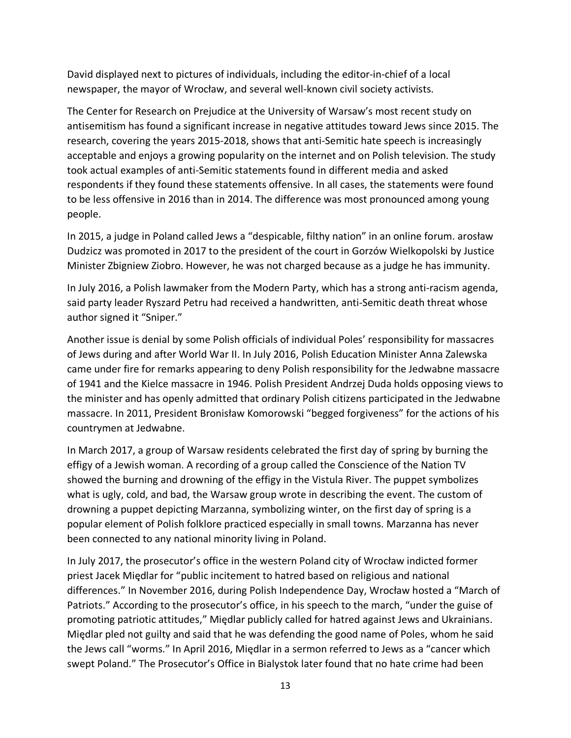David displayed next to pictures of individuals, including the editor-in-chief of a local newspaper, the mayor of Wrocław, and several well-known civil society activists.

The Center for Research on Prejudice at the University of Warsaw's most recent study on antisemitism has found a significant increase in negative attitudes toward Jews since 2015. The research, covering the years 2015-2018, shows that anti-Semitic hate speech is increasingly acceptable and enjoys a growing popularity on the internet and on Polish television. The study took actual examples of anti-Semitic statements found in different media and asked respondents if they found these statements offensive. In all cases, the statements were found to be less offensive in 2016 than in 2014. The difference was most pronounced among young people.

In 2015, a judge in Poland called Jews a "despicable, filthy nation" in an online forum. arosław Dudzicz was promoted in 2017 to the president of the court in Gorzów Wielkopolski by Justice Minister Zbigniew Ziobro. However, he was not charged because as a judge he has immunity.

In July 2016, a Polish lawmaker from the Modern Party, which has a strong anti-racism agenda, said party leader Ryszard Petru had received a handwritten, anti-Semitic death threat whose author signed it "Sniper."

Another issue is denial by some Polish officials of individual Poles' responsibility for massacres of Jews during and after World War II. In July 2016, Polish Education Minister Anna Zalewska came under fire for remarks appearing to deny Polish responsibility for the Jedwabne massacre of 1941 and the Kielce massacre in 1946. Polish President Andrzej Duda holds opposing views to the minister and has openly admitted that ordinary Polish citizens participated in the Jedwabne massacre. In 2011, President Bronisław Komorowski "begged forgiveness" for the actions of his countrymen at Jedwabne.

In March 2017, a group of Warsaw residents celebrated the first day of spring by burning the effigy of a Jewish woman. A recording of a group called the Conscience of the Nation TV showed the burning and drowning of the effigy in the Vistula River. The puppet symbolizes what is ugly, cold, and bad, the Warsaw group wrote in describing the event. The custom of drowning a puppet depicting Marzanna, symbolizing winter, on the first day of spring is a popular element of Polish folklore practiced especially in small towns. Marzanna has never been connected to any national minority living in Poland.

In July 2017, the prosecutor's office in the western Poland city of Wrocław indicted former priest Jacek Międlar for "public incitement to hatred based on religious and national differences." In November 2016, during Polish Independence Day, Wrocław hosted a "March of Patriots." According to the prosecutor's office, in his speech to the march, "under the guise of promoting patriotic attitudes," Międlar publicly called for hatred against Jews and Ukrainians. Międlar pled not guilty and said that he was defending the good name of Poles, whom he said the Jews call "worms." In April 2016, Międlar in a sermon referred to Jews as a "cancer which swept Poland." The Prosecutor's Office in Bialystok later found that no hate crime had been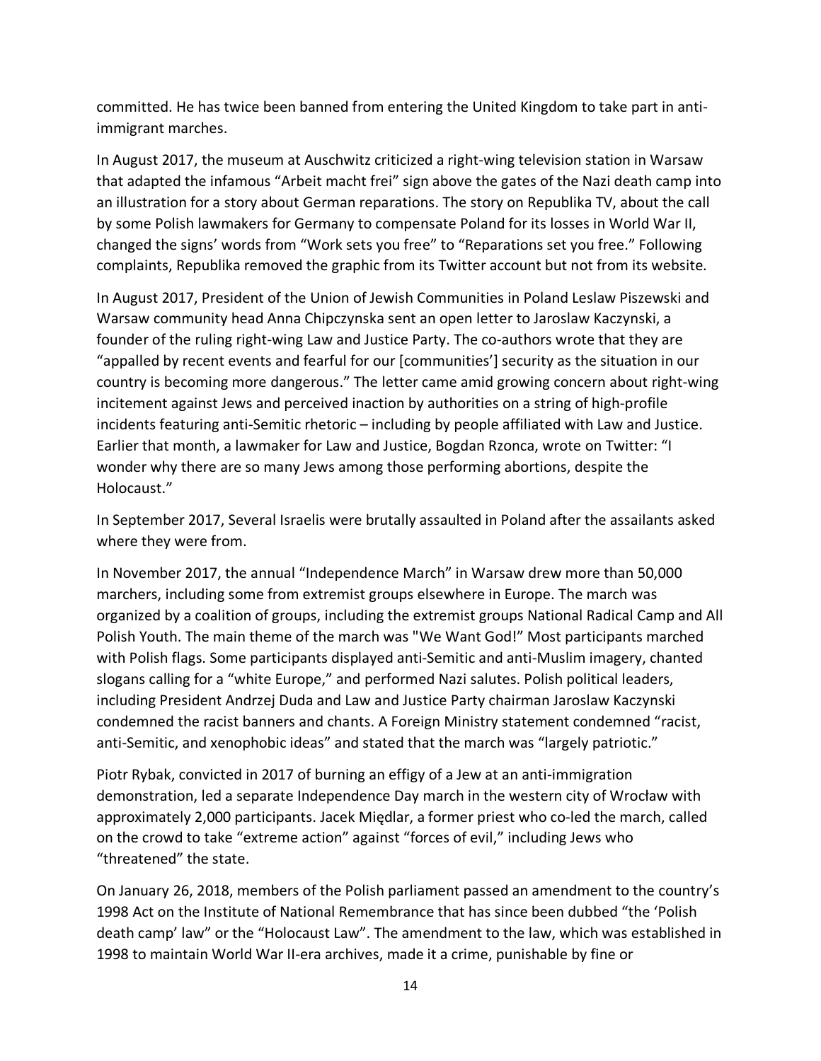committed. He has twice been banned from entering the United Kingdom to take part in anti-immigrant marches.

In August 2017, the museum at Auschwitz criticized a right-wing television station in Warsaw that adapted the infamous "Arbeit macht frei" sign above the gates of the Nazi death camp into an illustration for a story about German reparations. The story on Republika TV, about the call by some Polish lawmakers for Germany to compensate Poland for its losses in World War II, changed the signs' words from "Work sets you free" to "Reparations set you free." Following complaints, Republika removed the graphic from its Twitter account but not from its website.

In August 2017, President of the Union of Jewish Communities in Poland Leslaw Piszewski and Warsaw community head Anna Chipczynska sent an open letter to Jaroslaw Kaczynski, a founder of the ruling right-wing Law and Justice Party. The co-authors wrote that they are "appalled by recent events and fearful for our [communities'] security as the situation in our country is becoming more dangerous." The letter came amid growing concern about right-wing incitement against Jews and perceived inaction by authorities on a string of high-profile incidents featuring anti-Semitic rhetoric – including by people affiliated with Law and Justice. Earlier that month, a lawmaker for Law and Justice, Bogdan Rzonca, wrote on Twitter: "I wonder why there are so many Jews among those performing abortions, despite the Holocaust."

In September 2017, Several Israelis were brutally assaulted in Poland after the assailants asked where they were from.

In November 2017, the annual "Independence March" in Warsaw drew more than 50,000 marchers, including some from extremist groups elsewhere in Europe. The march was organized by a coalition of groups, including the extremist groups National Radical Camp and All Polish Youth. The main theme of the march was "We Want God!" Most participants marched with Polish flags. Some participants displayed anti-Semitic and anti-Muslim imagery, chanted slogans calling for a "white Europe," and performed Nazi salutes. Polish political leaders, including President Andrzej Duda and Law and Justice Party chairman Jaroslaw Kaczynski condemned the racist banners and chants. A Foreign Ministry statement condemned "racist, anti-Semitic, and xenophobic ideas" and stated that the march was "largely patriotic."

Piotr Rybak, convicted in 2017 of burning an effigy of a Jew at an anti-immigration demonstration, led a separate Independence Day march in the western city of Wrocław with approximately 2,000 participants. Jacek Międlar, a former priest who co-led the march, called on the crowd to take "extreme action" against "forces of evil," including Jews who "threatened" the state.

On January 26, 2018, members of the Polish parliament passed an amendment to the country's 1998 Act on the Institute of National Remembrance that has since been dubbed "the 'Polish death camp' law" or the "Holocaust Law". The amendment to the law, which was established in 1998 to maintain World War II-era archives, made it a crime, punishable by fine or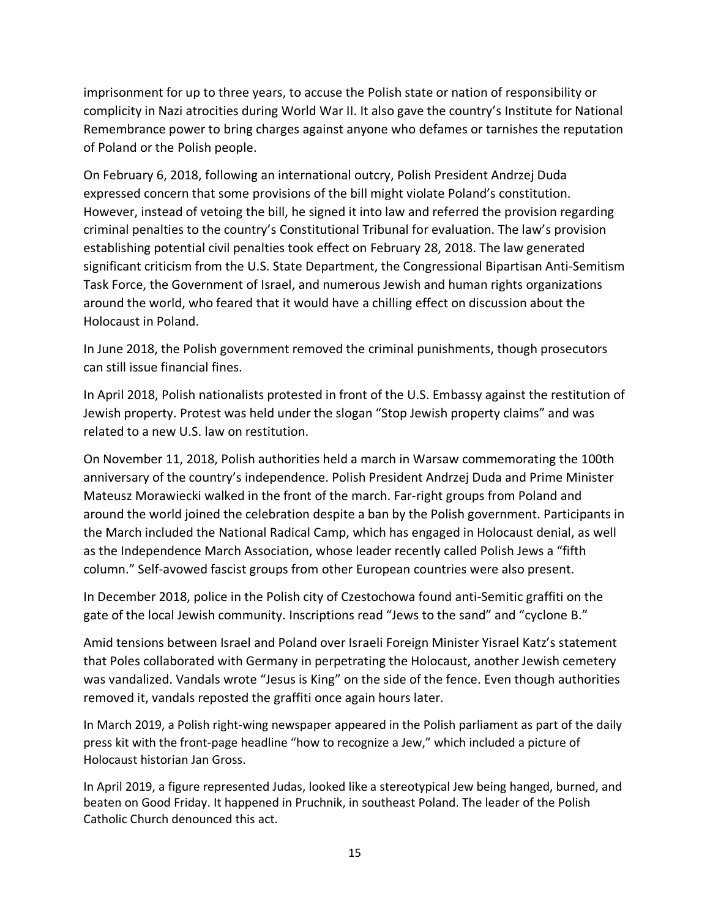imprisonment for up to three years, to accuse the Polish state or nation of responsibility or complicity in Nazi atrocities during World War II. It also gave the country's Institute for National Remembrance power to bring charges against anyone who defames or tarnishes the reputation of Poland or the Polish people.

On February 6, 2018, following an international outcry, Polish President Andrzej Duda expressed concern that some provisions of the bill might violate Poland's constitution. However, instead of vetoing the bill, he signed it into law and referred the provision regarding criminal penalties to the country's Constitutional Tribunal for evaluation. The law's provision establishing potential civil penalties took effect on February 28, 2018. The law generated significant criticism from the U.S. State Department, the Congressional Bipartisan Anti-Semitism Task Force, the Government of Israel, and numerous Jewish and human rights organizations around the world, who feared that it would have a chilling effect on discussion about the Holocaust in Poland.

In June 2018, the Polish government removed the criminal punishments, though prosecutors can still issue financial fines.

In April 2018, Polish nationalists protested in front of the U.S. Embassy against the restitution of Jewish property. Protest was held under the slogan "Stop Jewish property claims" and was related to a new U.S. law on restitution.

On November 11, 2018, Polish authorities held a march in Warsaw commemorating the 100th anniversary of the country's independence. Polish President Andrzej Duda and Prime Minister Mateusz Morawiecki walked in the front of the march. Far-right groups from Poland and around the world joined the celebration despite a ban by the Polish government. Participants in the March included the National Radical Camp, which has engaged in Holocaust denial, as well as the Independence March Association, whose leader recently called Polish Jews a "fifth column." Self-avowed fascist groups from other European countries were also present.

In December 2018, police in the Polish city of Czestochowa found anti-Semitic graffiti on the gate of the local Jewish community. Inscriptions read "Jews to the sand" and "cyclone B."

Amid tensions between Israel and Poland over Israeli Foreign Minister Yisrael Katz's statement that Poles collaborated with Germany in perpetrating the Holocaust, another Jewish cemetery was vandalized. Vandals wrote "Jesus is King" on the side of the fence. Even though authorities removed it, vandals reposted the graffiti once again hours later.

In March 2019, a Polish right-wing newspaper appeared in the Polish parliament as part of the daily press kit with the front-page headline "how to recognize a Jew," which included a picture of Holocaust historian Jan Gross.

In April 2019, a figure represented Judas, looked like a stereotypical Jew being hanged, burned, and beaten on Good Friday. It happened in Pruchnik, in southeast Poland. The leader of the Polish Catholic Church denounced this act.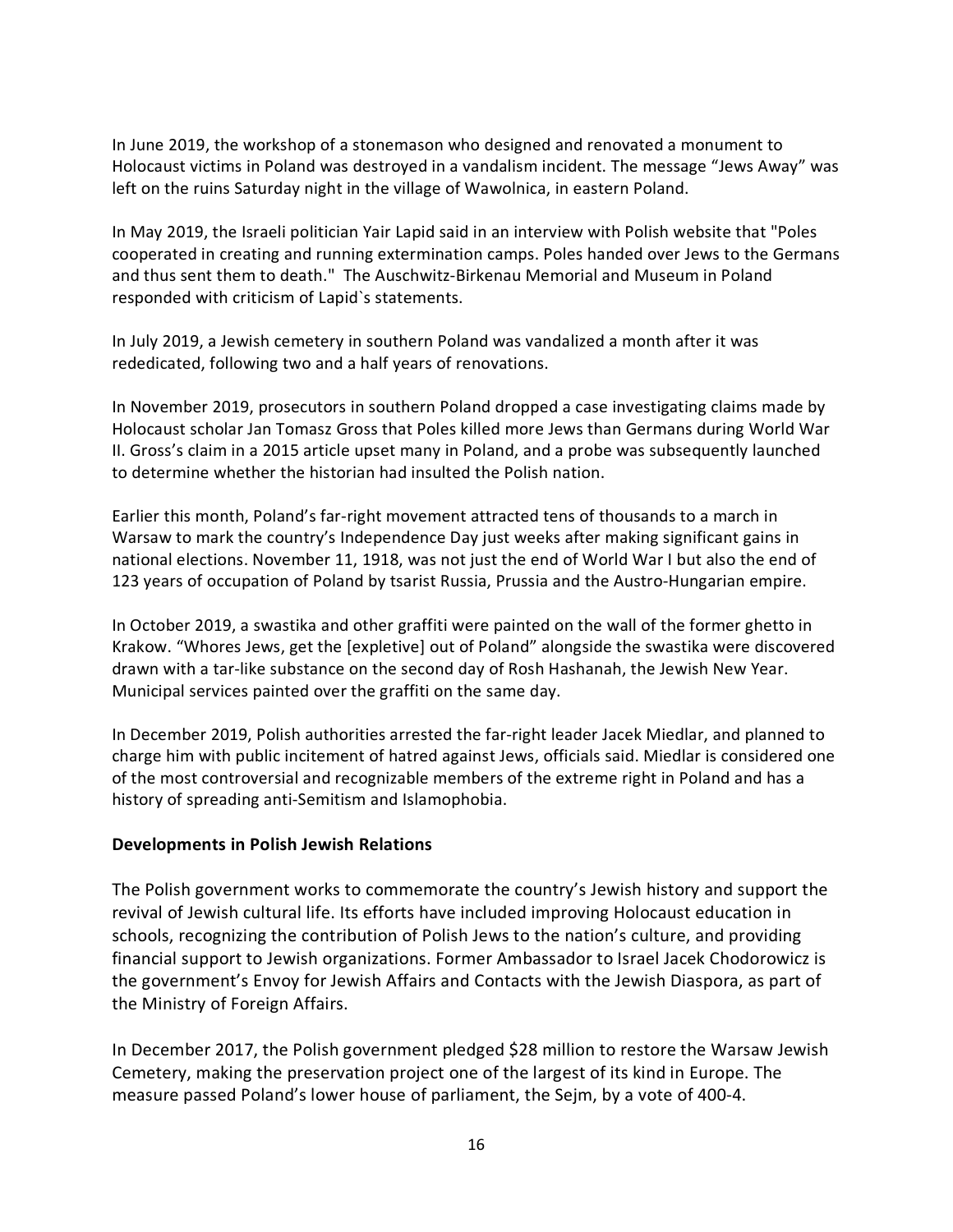In June 2019, the workshop of a stonemason who designed and renovated a monument to Holocaust victims in Poland was destroyed in a vandalism incident. The message "Jews Away" was left on the ruins Saturday night in the village of Wawolnica, in eastern Poland.

In May 2019, the Israeli politician Yair Lapid said in an interview with Polish website that "Poles cooperated in creating and running extermination camps. Poles handed over Jews to the Germans and thus sent them to death." The Auschwitz-Birkenau Memorial and Museum in Poland responded with criticism of Lapid`s statements.

In July 2019, a Jewish cemetery in southern Poland was vandalized a month after it was rededicated, following two and a half years of renovations.

In November 2019, prosecutors in southern Poland dropped a case investigating claims made by Holocaust scholar Jan Tomasz Gross that Poles killed more Jews than Germans during World War II. Gross's claim in a 2015 article upset many in Poland, and a probe was subsequently launched to determine whether the historian had insulted the Polish nation.

Earlier this month, Poland's far-right movement attracted tens of thousands to a march in Warsaw to mark the country's Independence Day just weeks after making significant gains in national elections. November 11, 1918, was not just the end of World War I but also the end of 123 years of occupation of Poland by tsarist Russia, Prussia and the Austro-Hungarian empire.

In October 2019, a swastika and other graffiti were painted on the wall of the former ghetto in Krakow. "Whores Jews, get the [expletive] out of Poland" alongside the swastika were discovered drawn with a tar-like substance on the second day of Rosh Hashanah, the Jewish New Year. Municipal services painted over the graffiti on the same day.

In December 2019, Polish authorities arrested the far-right leader Jacek Miedlar, and planned to charge him with public incitement of hatred against Jews, officials said. Miedlar is considered one of the most controversial and recognizable members of the extreme right in Poland and has a history of spreading anti-Semitism and Islamophobia.

**Developments in Polish Jewish Relations**

The Polish government works to commemorate the country's Jewish history and support the revival of Jewish cultural life. Its efforts have included improving Holocaust education in schools, recognizing the contribution of Polish Jews to the nation's culture, and providing financial support to Jewish organizations. Former Ambassador to Israel Jacek Chodorowicz is the government's Envoy for Jewish Affairs and Contacts with the Jewish Diaspora, as part of the Ministry of Foreign Affairs.

In December 2017, the Polish government pledged $28 million to restore the Warsaw Jewish Cemetery, making the preservation project one of the largest of its kind in Europe. The measure passed Poland's lower house of parliament, the Sejm, by a vote of 400-4.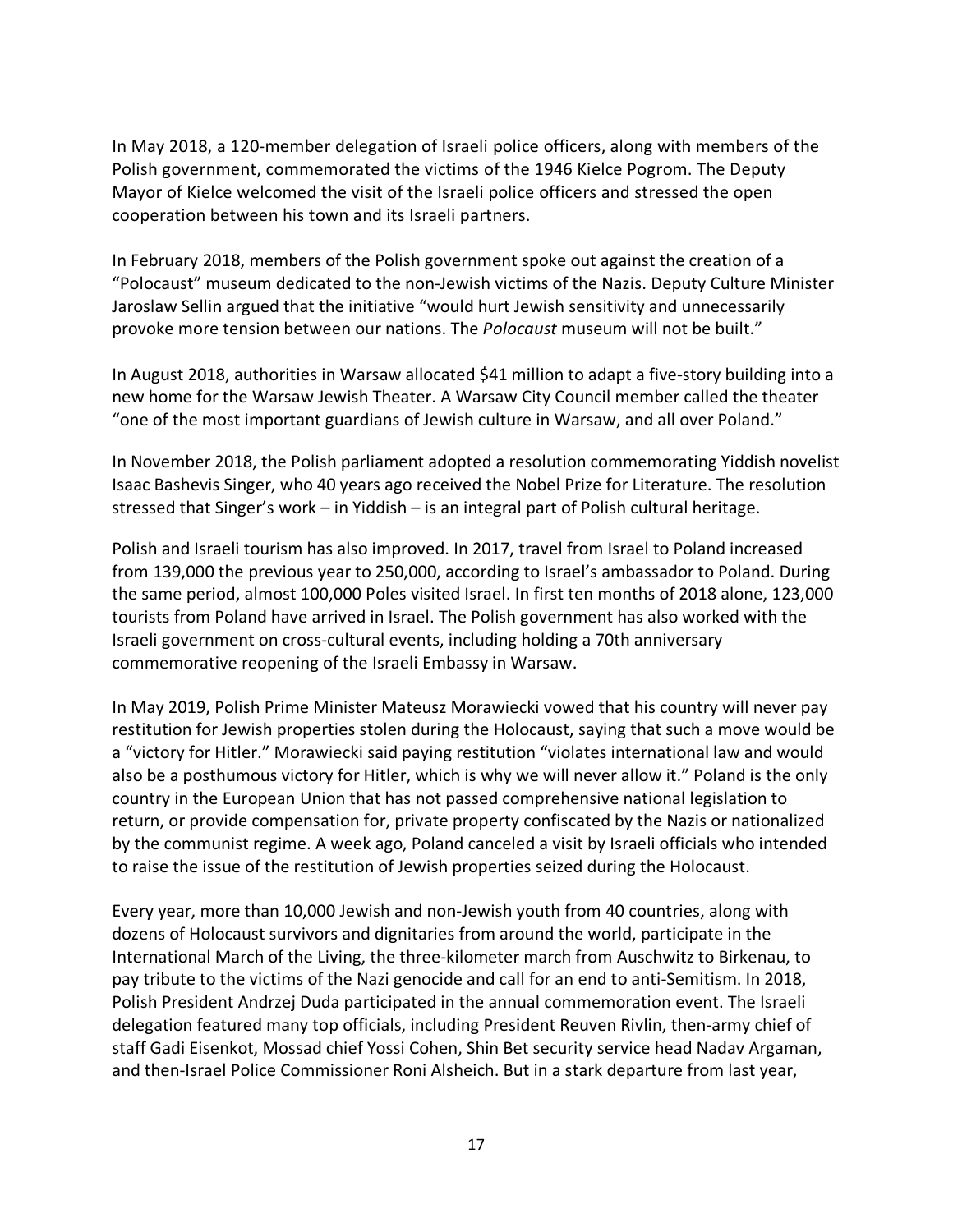In May 2018, a 120-member delegation of Israeli police officers, along with members of the Polish government, commemorated the victims of the 1946 Kielce Pogrom. The Deputy Mayor of Kielce welcomed the visit of the Israeli police officers and stressed the open cooperation between his town and its Israeli partners.

In February 2018, members of the Polish government spoke out against the creation of a "Polocaust" museum dedicated to the non-Jewish victims of the Nazis. Deputy Culture Minister Jaroslaw Sellin argued that the initiative "would hurt Jewish sensitivity and unnecessarily provoke more tension between our nations. The *Polocaust* museum will not be built."

In August 2018, authorities in Warsaw allocated $41 million to adapt a five-story building into a new home for the Warsaw Jewish Theater. A Warsaw City Council member called the theater "one of the most important guardians of Jewish culture in Warsaw, and all over Poland."

In November 2018, the Polish parliament adopted a resolution commemorating Yiddish novelist Isaac Bashevis Singer, who 40 years ago received the Nobel Prize for Literature. The resolution stressed that Singer's work – in Yiddish – is an integral part of Polish cultural heritage.

Polish and Israeli tourism has also improved. In 2017, travel from Israel to Poland increased from 139,000 the previous year to 250,000, according to Israel's ambassador to Poland. During the same period, almost 100,000 Poles visited Israel. In first ten months of 2018 alone, 123,000 tourists from Poland have arrived in Israel. The Polish government has also worked with the Israeli government on cross-cultural events, including holding a 70th anniversary commemorative reopening of the Israeli Embassy in Warsaw.

In May 2019, Polish Prime Minister Mateusz Morawiecki vowed that his country will never pay restitution for Jewish properties stolen during the Holocaust, saying that such a move would be a "victory for Hitler." Morawiecki said paying restitution "violates international law and would also be a posthumous victory for Hitler, which is why we will never allow it." Poland is the only country in the European Union that has not passed comprehensive national legislation to return, or provide compensation for, private property confiscated by the Nazis or nationalized by the communist regime. A week ago, Poland canceled a visit by Israeli officials who intended to raise the issue of the restitution of Jewish properties seized during the Holocaust.

Every year, more than 10,000 Jewish and non-Jewish youth from 40 countries, along with dozens of Holocaust survivors and dignitaries from around the world, participate in the International March of the Living, the three-kilometer march from Auschwitz to Birkenau, to pay tribute to the victims of the Nazi genocide and call for an end to anti-Semitism. In 2018, Polish President Andrzej Duda participated in the annual commemoration event. The Israeli delegation featured many top officials, including President Reuven Rivlin, then-army chief of staff Gadi Eisenkot, Mossad chief Yossi Cohen, Shin Bet security service head Nadav Argaman, and then-Israel Police Commissioner Roni Alsheich. But in a stark departure from last year,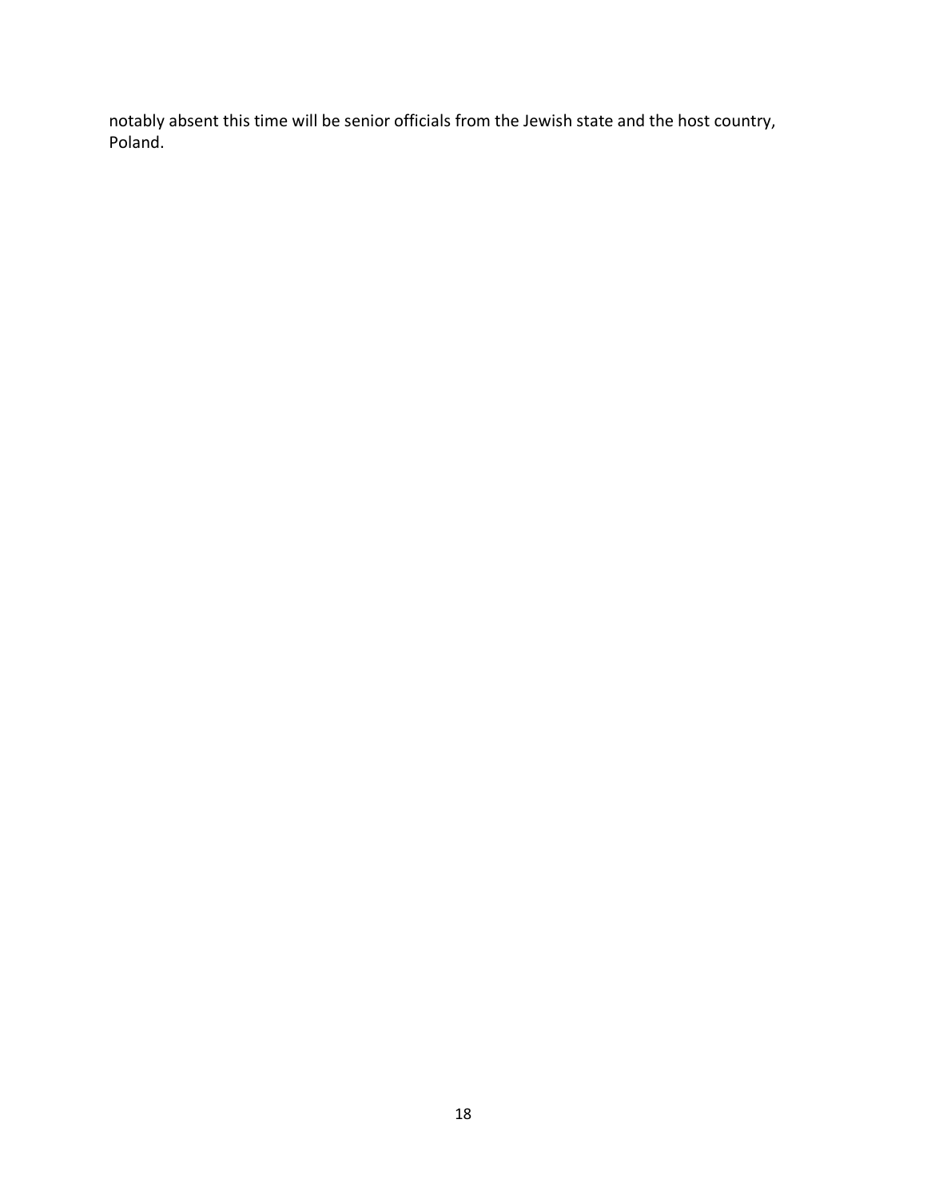notably absent this time will be senior officials from the Jewish state and the host country, Poland.